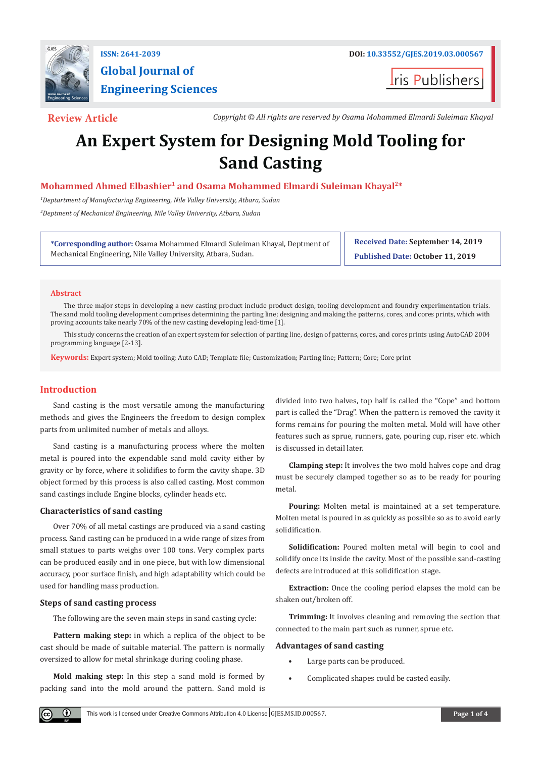ISSN: 2641-2039

# Global Journal of Engineering Sciences

DOI: 10.33552/GJES.2019.03.000567

Iris Publishers

**Review Article**

*Copyright © All rights are reserved by Osama Mohammed Elmardi Suleiman Khayal*

# An Expert System for Designing Mold Tooling for Sand Casting

**Mohammed Ahmed Elbashier[1] and Osama Mohammed Elmardi Suleiman Khayal[2]***

*[1]Deptartment of Manufacturing Engineering, Nile Valley University, Atbara, Sudan*

*[2]Deptment of Mechanical Engineering, Nile Valley University, Atbara, Sudan*

**\*Corresponding author:** Osama Mohammed Elmardi Suleiman Khayal, Deptment of Mechanical Engineering, Nile Valley University, Atbara, Sudan.

**Received Date:** September 14, 2019

**Published Date:** October 11, 2019

## Abstract

The three major steps in developing a new casting product include product design, tooling development and foundry experimentation trials. The sand mold tooling development comprises determining the parting line; designing and making the patterns, cores, and cores prints, which with proving accounts take nearly 70% of the new casting developing lead-time [1].

This study concerns the creation of an expert system for selection of parting line, design of patterns, cores, and cores prints using AutoCAD 2004 programming language [2-13].

**Keywords:** Expert system; Mold tooling; Auto CAD; Template file; Customization; Parting line; Pattern; Core; Core print

## Introduction

Sand casting is the most versatile among the manufacturing methods and gives the Engineers the freedom to design complex parts from unlimited number of metals and alloys.

Sand casting is a manufacturing process where the molten metal is poured into the expendable sand mold cavity either by gravity or by force, where it solidifies to form the cavity shape. 3D object formed by this process is also called casting. Most common sand castings include Engine blocks, cylinder heads etc.

### Characteristics of sand casting

Over 70% of all metal castings are produced via a sand casting process. Sand casting can be produced in a wide range of sizes from small statues to parts weighs over 100 tons. Very complex parts can be produced easily and in one piece, but with low dimensional accuracy, poor surface finish, and high adaptability which could be used for handling mass production.

### Steps of sand casting process

The following are the seven main steps in sand casting cycle:

**Pattern making step:** in which a replica of the object to be cast should be made of suitable material. The pattern is normally oversized to allow for metal shrinkage during cooling phase.

**Mold making step:** In this step a sand mold is formed by packing sand into the mold around the pattern. Sand mold is divided into two halves, top half is called the "Cope" and bottom part is called the "Drag". When the pattern is removed the cavity it forms remains for pouring the molten metal. Mold will have other features such as sprue, runners, gate, pouring cup, riser etc. which is discussed in detail later.

**Clamping step:** It involves the two mold halves cope and drag must be securely clamped together so as to be ready for pouring metal.

**Pouring:** Molten metal is maintained at a set temperature. Molten metal is poured in as quickly as possible so as to avoid early solidification.

**Solidification:** Poured molten metal will begin to cool and solidify once its inside the cavity. Most of the possible sand-casting defects are introduced at this solidification stage.

**Extraction:** Once the cooling period elapses the mold can be shaken out/broken off.

**Trimming:** It involves cleaning and removing the section that connected to the main part such as runner, sprue etc.

### Advantages of sand casting

- Large parts can be produced.
- Complicated shapes could be casted easily.

This work is licensed under Creative Commons Attribution 4.0 License | GJES.MS.ID.000567.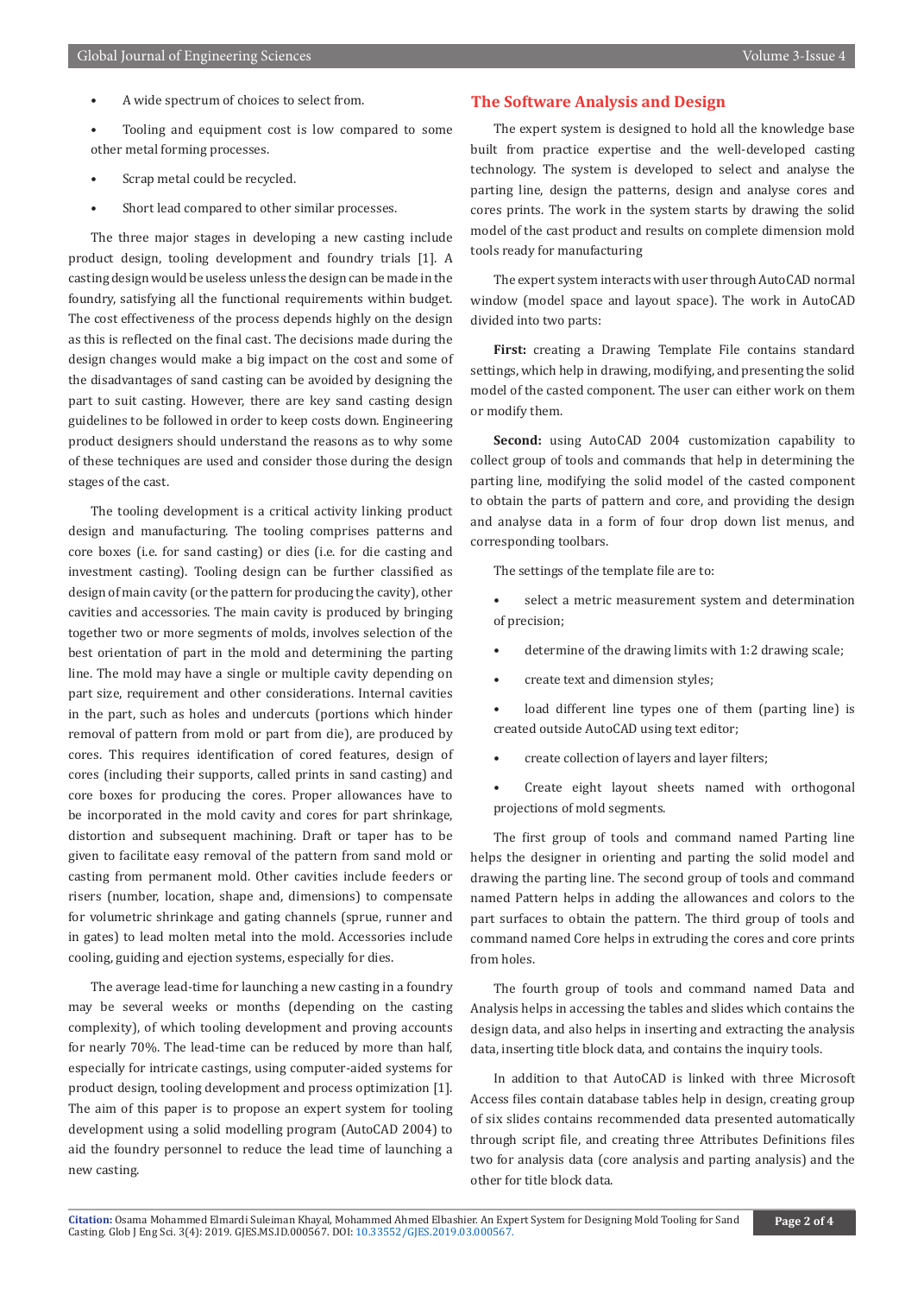- A wide spectrum of choices to select from.
- Tooling and equipment cost is low compared to some other metal forming processes.
- Scrap metal could be recycled.
- Short lead compared to other similar processes.

The three major stages in developing a new casting include product design, tooling development and foundry trials [1]. A casting design would be useless unless the design can be made in the foundry, satisfying all the functional requirements within budget. The cost effectiveness of the process depends highly on the design as this is reflected on the final cast. The decisions made during the design changes would make a big impact on the cost and some of the disadvantages of sand casting can be avoided by designing the part to suit casting. However, there are key sand casting design guidelines to be followed in order to keep costs down. Engineering product designers should understand the reasons as to why some of these techniques are used and consider those during the design stages of the cast.

The tooling development is a critical activity linking product design and manufacturing. The tooling comprises patterns and core boxes (i.e. for sand casting) or dies (i.e. for die casting and investment casting). Tooling design can be further classified as design of main cavity (or the pattern for producing the cavity), other cavities and accessories. The main cavity is produced by bringing together two or more segments of molds, involves selection of the best orientation of part in the mold and determining the parting line. The mold may have a single or multiple cavity depending on part size, requirement and other considerations. Internal cavities in the part, such as holes and undercuts (portions which hinder removal of pattern from mold or part from die), are produced by cores. This requires identification of cored features, design of cores (including their supports, called prints in sand casting) and core boxes for producing the cores. Proper allowances have to be incorporated in the mold cavity and cores for part shrinkage, distortion and subsequent machining. Draft or taper has to be given to facilitate easy removal of the pattern from sand mold or casting from permanent mold. Other cavities include feeders or risers (number, location, shape and, dimensions) to compensate for volumetric shrinkage and gating channels (sprue, runner and in gates) to lead molten metal into the mold. Accessories include cooling, guiding and ejection systems, especially for dies.

The average lead-time for launching a new casting in a foundry may be several weeks or months (depending on the casting complexity), of which tooling development and proving accounts for nearly 70%. The lead-time can be reduced by more than half, especially for intricate castings, using computer-aided systems for product design, tooling development and process optimization [1]. The aim of this paper is to propose an expert system for tooling development using a solid modelling program (AutoCAD 2004) to aid the foundry personnel to reduce the lead time of launching a new casting.

## The Software Analysis and Design

The expert system is designed to hold all the knowledge base built from practice expertise and the well-developed casting technology. The system is developed to select and analyse the parting line, design the patterns, design and analyse cores and cores prints. The work in the system starts by drawing the solid model of the cast product and results on complete dimension mold tools ready for manufacturing

The expert system interacts with user through AutoCAD normal window (model space and layout space). The work in AutoCAD divided into two parts:

**First:** creating a Drawing Template File contains standard settings, which help in drawing, modifying, and presenting the solid model of the casted component. The user can either work on them or modify them.

**Second:** using AutoCAD 2004 customization capability to collect group of tools and commands that help in determining the parting line, modifying the solid model of the casted component to obtain the parts of pattern and core, and providing the design and analyse data in a form of four drop down list menus, and corresponding toolbars.

The settings of the template file are to:

- select a metric measurement system and determination of precision;
- determine of the drawing limits with 1:2 drawing scale;
- create text and dimension styles;
- load different line types one of them (parting line) is created outside AutoCAD using text editor;
- create collection of layers and layer filters;
- Create eight layout sheets named with orthogonal projections of mold segments.

The first group of tools and command named Parting line helps the designer in orienting and parting the solid model and drawing the parting line. The second group of tools and command named Pattern helps in adding the allowances and colors to the part surfaces to obtain the pattern. The third group of tools and command named Core helps in extruding the cores and core prints from holes.

The fourth group of tools and command named Data and Analysis helps in accessing the tables and slides which contains the design data, and also helps in inserting and extracting the analysis data, inserting title block data, and contains the inquiry tools.

In addition to that AutoCAD is linked with three Microsoft Access files contain database tables help in design, creating group of six slides contains recommended data presented automatically through script file, and creating three Attributes Definitions files two for analysis data (core analysis and parting analysis) and the other for title block data.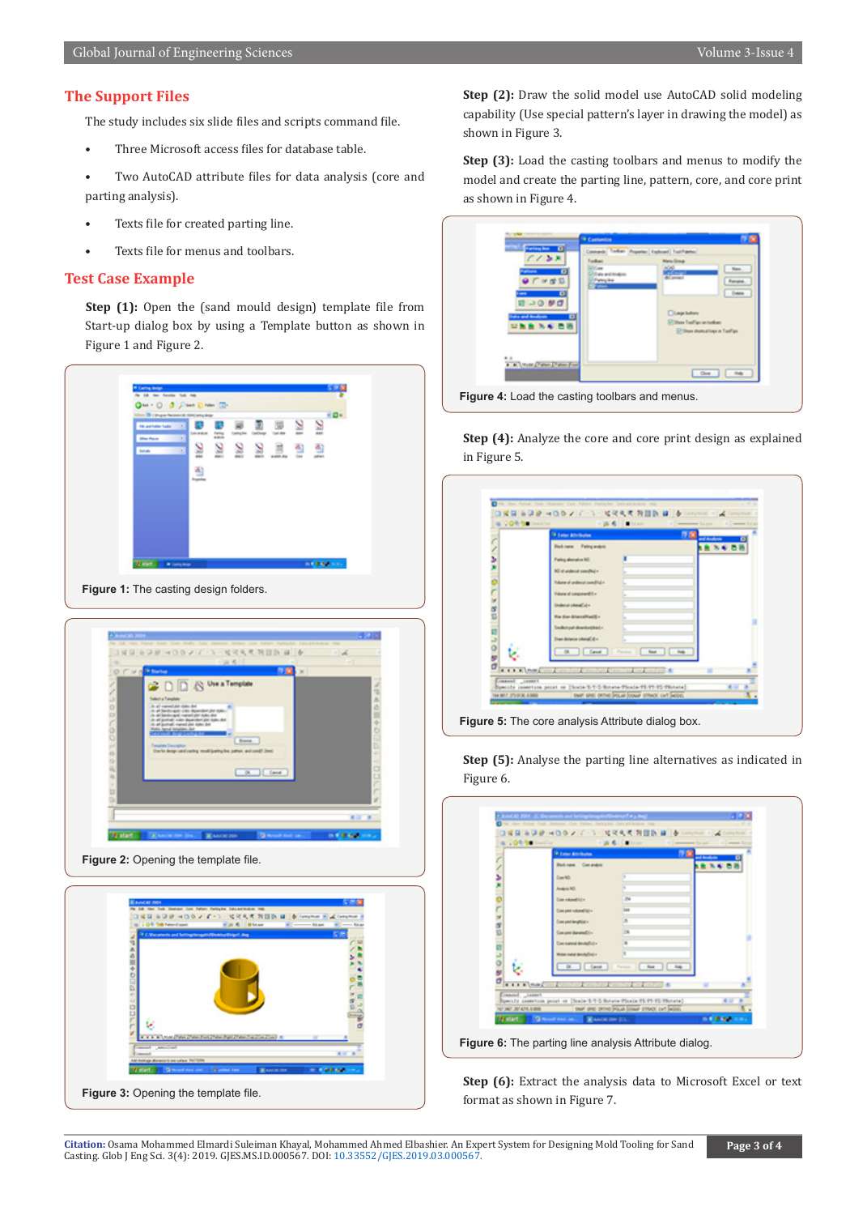## The Support Files

The study includes six slide files and scripts command file.

- Three Microsoft access files for database table.
- Two AutoCAD attribute files for data analysis (core and parting analysis).
- Texts file for created parting line.
- Texts file for menus and toolbars.

## Test Case Example

**Step (1):** Open the (sand mould design) template file from Start-up dialog box by using a Template button as shown in Figure 1 and Figure 2.

**Figure 1:** The casting design folders.

**Figure 2:** Opening the template file.

**Figure 3:** Opening the template file.

**Step (2):** Draw the solid model use AutoCAD solid modeling capability (Use special pattern's layer in drawing the model) as shown in Figure 3.

**Step (3):** Load the casting toolbars and menus to modify the model and create the parting line, pattern, core, and core print as shown in Figure 4.

**Figure 4:** Load the casting toolbars and menus.

**Step (4):** Analyze the core and core print design as explained in Figure 5.

**Figure 5:** The core analysis Attribute dialog box.

**Step (5):** Analyse the parting line alternatives as indicated in Figure 6.

**Figure 6:** The parting line analysis Attribute dialog.

**Step (6):** Extract the analysis data to Microsoft Excel or text format as shown in Figure 7.

**Citation:** Osama Mohammed Elmardi Suleiman Khayal, Mohammed Ahmed Elbashier. An Expert System for Designing Mold Tooling for Sand Casting. Glob J Eng Sci. 3(4): 2019. GJES.MS.ID.000567. DOI: 10.33552/GJES.2019.03.000567.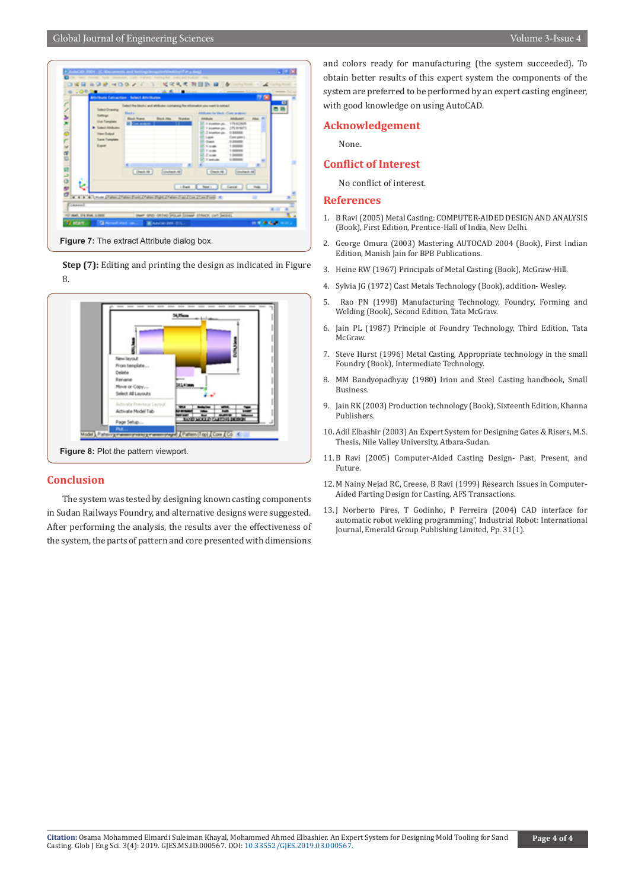Figure 7: The extract Attribute dialog box.

**Step (7):** Editing and printing the design as indicated in Figure 8.

Figure 8: Plot the pattern viewport.

## Conclusion

The system was tested by designing known casting components in Sudan Railways Foundry, and alternative designs were suggested. After performing the analysis, the results aver the effectiveness of the system, the parts of pattern and core presented with dimensions and colors ready for manufacturing (the system succeeded). To obtain better results of this expert system the components of the system are preferred to be performed by an expert casting engineer, with good knowledge on using AutoCAD.

## Acknowledgement

None.

## Conflict of Interest

No conflict of interest.

## References

1. B Ravi (2005) Metal Casting: COMPUTER-AIDED DESIGN AND ANALYSIS (Book), First Edition, Prentice-Hall of India, New Delhi.
2. George Omura (2003) Mastering AUTOCAD 2004 (Book), First Indian Edition, Manish Jain for BPB Publications.
3. Heine RW (1967) Principals of Metal Casting (Book), McGraw-Hill.
4. Sylvia JG (1972) Cast Metals Technology (Book), addition- Wesley.
5. Rao PN (1998) Manufacturing Technology, Foundry, Forming and Welding (Book), Second Edition, Tata McGraw.
6. Jain PL (1987) Principle of Foundry Technology, Third Edition, Tata McGraw.
7. Steve Hurst (1996) Metal Casting, Appropriate technology in the small Foundry (Book), Intermediate Technology.
8. MM Bandyopadhyay (1980) Irion and Steel Casting handbook, Small Business.
9. Jain RK (2003) Production technology (Book), Sixteenth Edition, Khanna Publishers.
10. Adil Elbashir (2003) An Expert System for Designing Gates & Risers, M.S. Thesis, Nile Valley University, Atbara-Sudan.
11. B Ravi (2005) Computer-Aided Casting Design- Past, Present, and Future.
12. M Nainy Nejad RC, Creese, B Ravi (1999) Research Issues in Computer-Aided Parting Design for Casting, AFS Transactions.
13. J Norberto Pires, T Godinho, P Ferreira (2004) CAD interface for automatic robot welding programming", Industrial Robot: International Journal, Emerald Group Publishing Limited, Pp. 31(1).